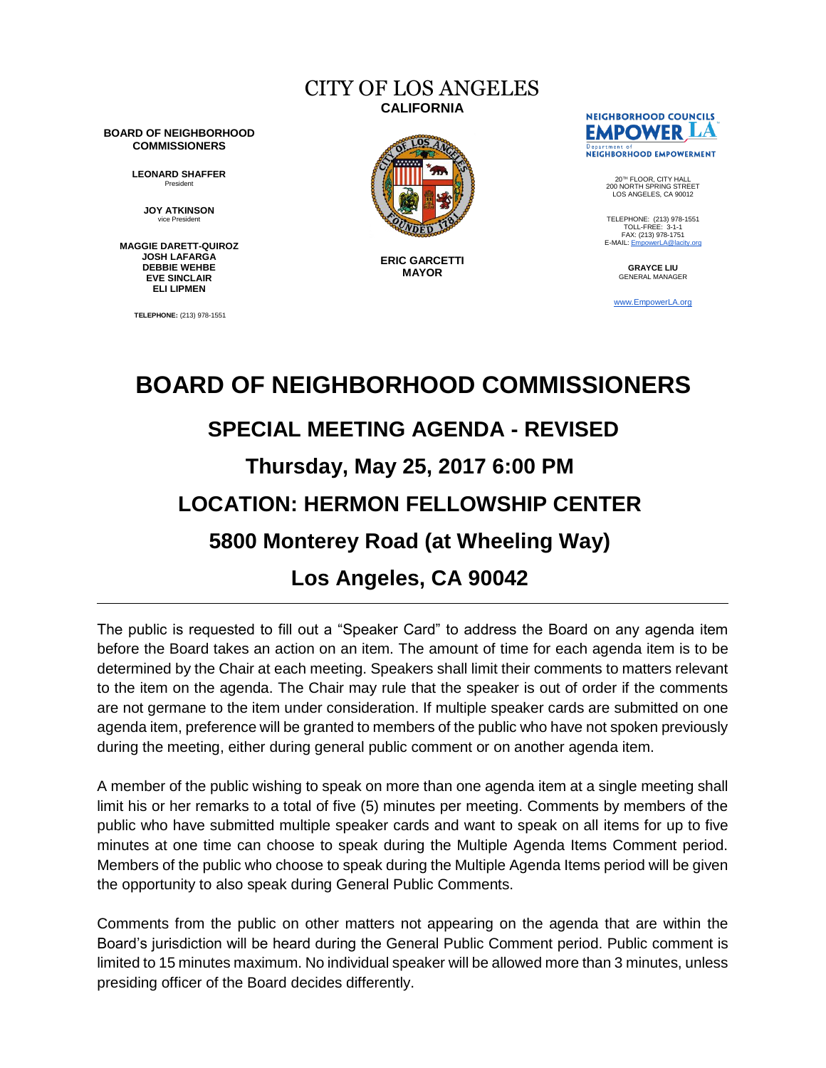CITY OF LOS ANGELES
**CALIFORNIA**

**BOARD OF NEIGHBORHOOD COMMISSIONERS**

**LEONARD SHAFFER**
President

**JOY ATKINSON**
vice President

**MAGGIE DARETT-QUIROZ**
**JOSH LAFARGA**
**DEBBIE WEHBE**
**EVE SINCLAIR**
**ELI LIPMEN**

**TELEPHONE:** (213) 978-1551

**ERIC GARCETTI**
**MAYOR**

NEIGHBORHOOD COUNCILS
EMPOWER LA
Department of
NEIGHBORHOOD EMPOWERMENT

20TH FLOOR, CITY HALL
200 NORTH SPRING STREET
LOS ANGELES, CA 90012

TELEPHONE: (213) 978-1551
TOLL-FREE: 3-1-1
FAX: (213) 978-1751
E-MAIL: EmpowerLA@lacity.org

**GRAYCE LIU**
GENERAL MANAGER

www.EmpowerLA.org

# BOARD OF NEIGHBORHOOD COMMISSIONERS

## SPECIAL MEETING AGENDA - REVISED

## Thursday, May 25, 2017 6:00 PM

## LOCATION: HERMON FELLOWSHIP CENTER

## 5800 Monterey Road (at Wheeling Way)

## Los Angeles, CA 90042

---

The public is requested to fill out a "Speaker Card" to address the Board on any agenda item before the Board takes an action on an item. The amount of time for each agenda item is to be determined by the Chair at each meeting. Speakers shall limit their comments to matters relevant to the item on the agenda. The Chair may rule that the speaker is out of order if the comments are not germane to the item under consideration. If multiple speaker cards are submitted on one agenda item, preference will be granted to members of the public who have not spoken previously during the meeting, either during general public comment or on another agenda item.

A member of the public wishing to speak on more than one agenda item at a single meeting shall limit his or her remarks to a total of five (5) minutes per meeting. Comments by members of the public who have submitted multiple speaker cards and want to speak on all items for up to five minutes at one time can choose to speak during the Multiple Agenda Items Comment period. Members of the public who choose to speak during the Multiple Agenda Items period will be given the opportunity to also speak during General Public Comments.

Comments from the public on other matters not appearing on the agenda that are within the Board's jurisdiction will be heard during the General Public Comment period. Public comment is limited to 15 minutes maximum. No individual speaker will be allowed more than 3 minutes, unless presiding officer of the Board decides differently.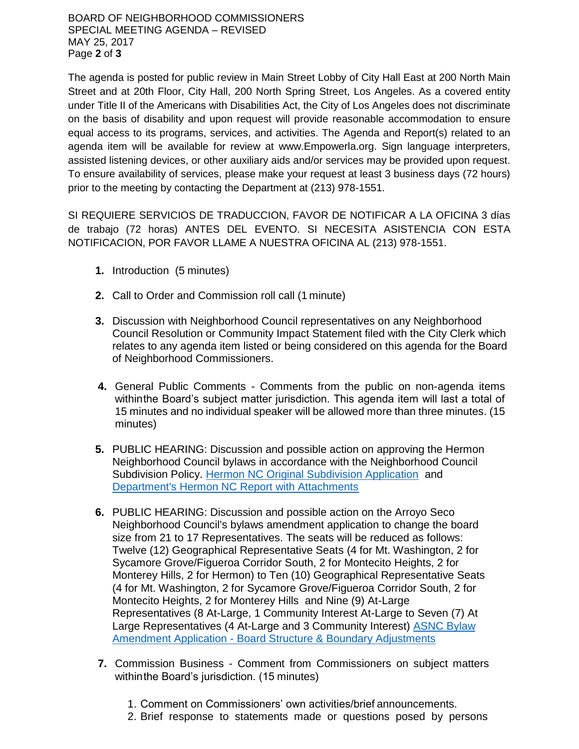The agenda is posted for public review in Main Street Lobby of City Hall East at 200 North Main Street and at 20th Floor, City Hall, 200 North Spring Street, Los Angeles. As a covered entity under Title II of the Americans with Disabilities Act, the City of Los Angeles does not discriminate on the basis of disability and upon request will provide reasonable accommodation to ensure equal access to its programs, services, and activities. The Agenda and Report(s) related to an agenda item will be available for review at www.Empowerla.org. Sign language interpreters, assisted listening devices, or other auxiliary aids and/or services may be provided upon request. To ensure availability of services, please make your request at least 3 business days (72 hours) prior to the meeting by contacting the Department at (213) 978-1551.

SI REQUIERE SERVICIOS DE TRADUCCION, FAVOR DE NOTIFICAR A LA OFICINA 3 días de trabajo (72 horas) ANTES DEL EVENTO. SI NECESITA ASISTENCIA CON ESTA NOTIFICACION, POR FAVOR LLAME A NUESTRA OFICINA AL (213) 978-1551.

1. Introduction (5 minutes)

2. Call to Order and Commission roll call (1 minute)

3. Discussion with Neighborhood Council representatives on any Neighborhood Council Resolution or Community Impact Statement filed with the City Clerk which relates to any agenda item listed or being considered on this agenda for the Board of Neighborhood Commissioners.

4. General Public Comments - Comments from the public on non-agenda items within the Board's subject matter jurisdiction. This agenda item will last a total of 15 minutes and no individual speaker will be allowed more than three minutes. (15 minutes)

5. PUBLIC HEARING: Discussion and possible action on approving the Hermon Neighborhood Council bylaws in accordance with the Neighborhood Council Subdivision Policy. Hermon NC Original Subdivision Application and Department's Hermon NC Report with Attachments

6. PUBLIC HEARING: Discussion and possible action on the Arroyo Seco Neighborhood Council's bylaws amendment application to change the board size from 21 to 17 Representatives. The seats will be reduced as follows: Twelve (12) Geographical Representative Seats (4 for Mt. Washington, 2 for Sycamore Grove/Figueroa Corridor South, 2 for Montecito Heights, 2 for Monterey Hills, 2 for Hermon) to Ten (10) Geographical Representative Seats (4 for Mt. Washington, 2 for Sycamore Grove/Figueroa Corridor South, 2 for Montecito Heights, 2 for Monterey Hills and Nine (9) At-Large Representatives (8 At-Large, 1 Community Interest At-Large to Seven (7) At Large Representatives (4 At-Large and 3 Community Interest) ASNC Bylaw Amendment Application - Board Structure & Boundary Adjustments

7. Commission Business - Comment from Commissioners on subject matters within the Board's jurisdiction. (15 minutes)

   1. Comment on Commissioners' own activities/brief announcements.
   2. Brief response to statements made or questions posed by persons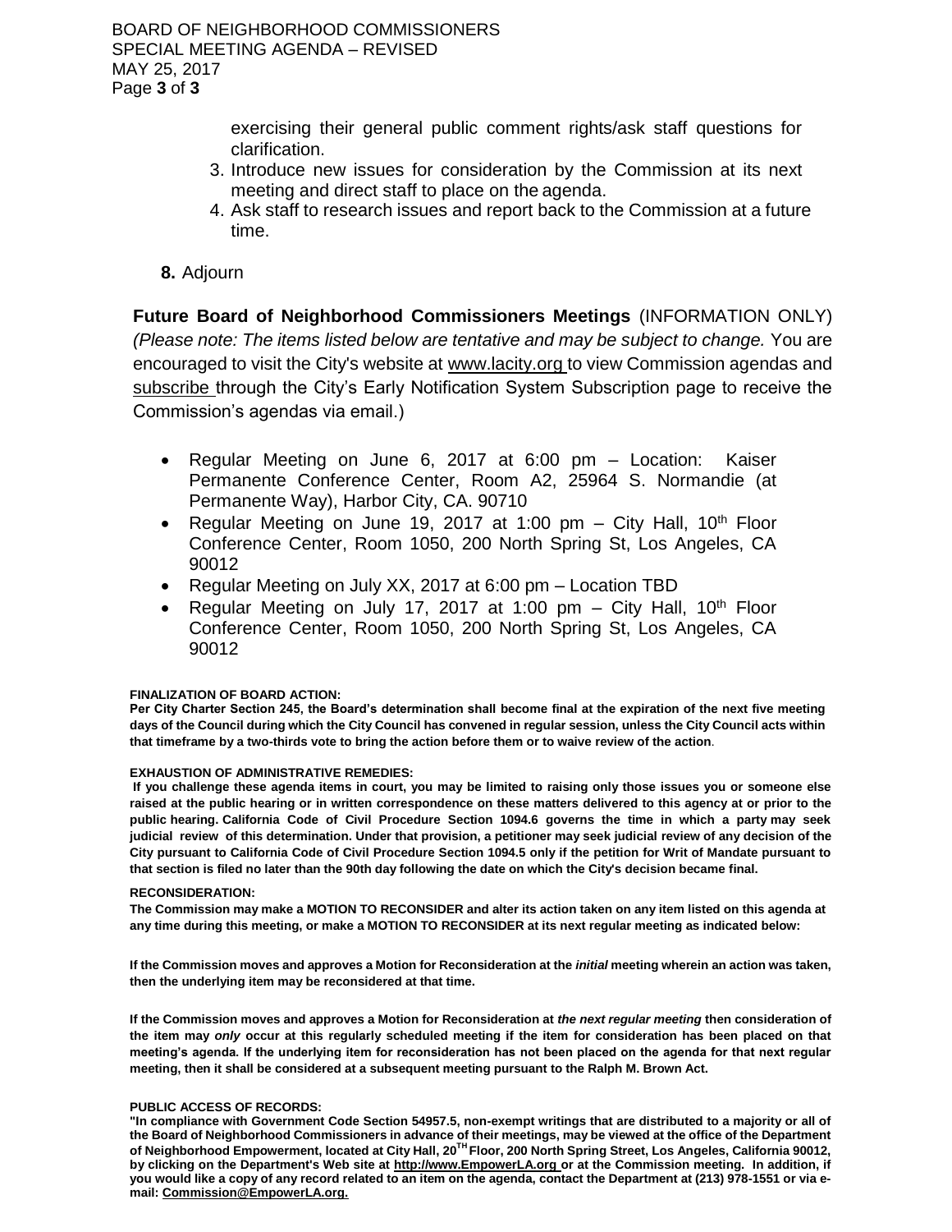exercising their general public comment rights/ask staff questions for clarification.

3. Introduce new issues for consideration by the Commission at its next meeting and direct staff to place on the agenda.
4. Ask staff to research issues and report back to the Commission at a future time.

**8.** Adjourn

**Future Board of Neighborhood Commissioners Meetings** (INFORMATION ONLY) *(Please note: The items listed below are tentative and may be subject to change.* You are encouraged to visit the City's website at www.lacity.org to view Commission agendas and subscribe through the City's Early Notification System Subscription page to receive the Commission's agendas via email.)

- Regular Meeting on June 6, 2017 at 6:00 pm – Location: Kaiser Permanente Conference Center, Room A2, 25964 S. Normandie (at Permanente Way), Harbor City, CA. 90710
- Regular Meeting on June 19, 2017 at 1:00 pm – City Hall, 10th Floor Conference Center, Room 1050, 200 North Spring St, Los Angeles, CA 90012
- Regular Meeting on July XX, 2017 at 6:00 pm – Location TBD
- Regular Meeting on July 17, 2017 at 1:00 pm – City Hall, 10th Floor Conference Center, Room 1050, 200 North Spring St, Los Angeles, CA 90012

**FINALIZATION OF BOARD ACTION:**

**Per City Charter Section 245, the Board's determination shall become final at the expiration of the next five meeting days of the Council during which the City Council has convened in regular session, unless the City Council acts within that timeframe by a two-thirds vote to bring the action before them or to waive review of the action.**

**EXHAUSTION OF ADMINISTRATIVE REMEDIES:**

**If you challenge these agenda items in court, you may be limited to raising only those issues you or someone else raised at the public hearing or in written correspondence on these matters delivered to this agency at or prior to the public hearing. California Code of Civil Procedure Section 1094.6 governs the time in which a party may seek judicial review of this determination. Under that provision, a petitioner may seek judicial review of any decision of the City pursuant to California Code of Civil Procedure Section 1094.5 only if the petition for Writ of Mandate pursuant to that section is filed no later than the 90th day following the date on which the City's decision became final.**

**RECONSIDERATION:**

**The Commission may make a MOTION TO RECONSIDER and alter its action taken on any item listed on this agenda at any time during this meeting, or make a MOTION TO RECONSIDER at its next regular meeting as indicated below:**

**If the Commission moves and approves a Motion for Reconsideration at the *initial* meeting wherein an action was taken, then the underlying item may be reconsidered at that time.**

**If the Commission moves and approves a Motion for Reconsideration at *the next regular meeting* then consideration of the item may *only* occur at this regularly scheduled meeting if the item for consideration has been placed on that meeting's agenda. If the underlying item for reconsideration has not been placed on the agenda for that next regular meeting, then it shall be considered at a subsequent meeting pursuant to the Ralph M. Brown Act.**

**PUBLIC ACCESS OF RECORDS:**

**"In compliance with Government Code Section 54957.5, non-exempt writings that are distributed to a majority or all of the Board of Neighborhood Commissioners in advance of their meetings, may be viewed at the office of the Department of Neighborhood Empowerment, located at City Hall, 20TH Floor, 200 North Spring Street, Los Angeles, California 90012, by clicking on the Department's Web site at http://www.EmpowerLA.org or at the Commission meeting. In addition, if you would like a copy of any record related to an item on the agenda, contact the Department at (213) 978-1551 or via e-mail: Commission@EmpowerLA.org.**